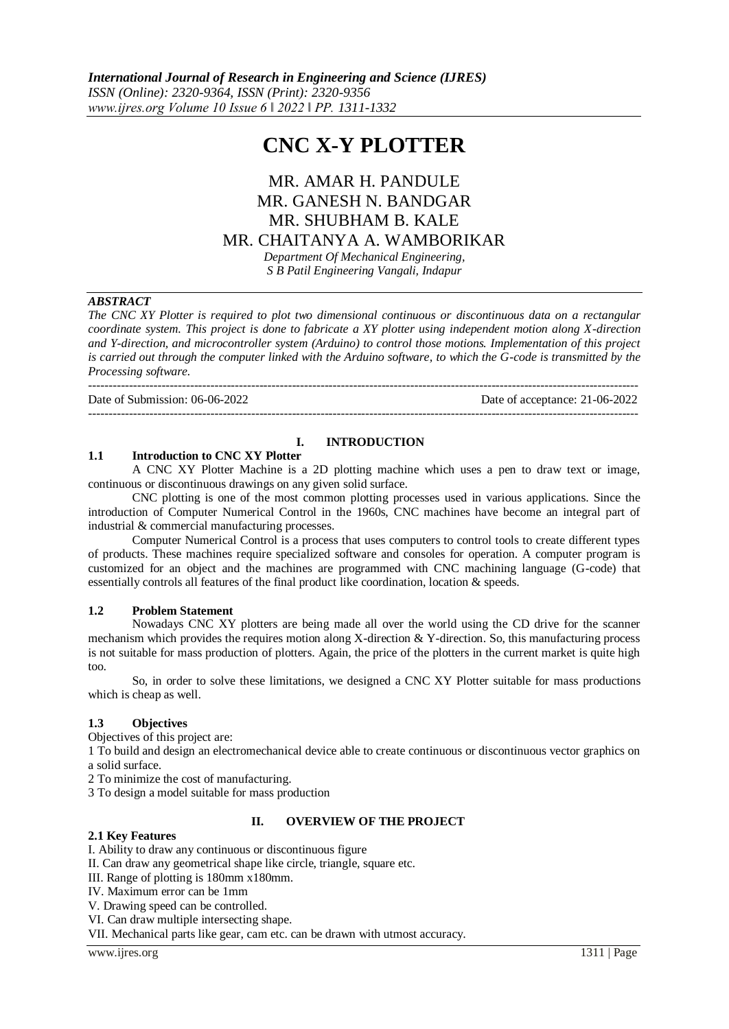# CNC X-Y PLOTTER

MR. AMAR H. PANDULE
MR. GANESH N. BANDGAR
MR. SHUBHAM B. KALE
MR. CHAITANYA A. WAMBORIKAR

*Department Of Mechanical Engineering,*
*S B Patil Engineering Vangali, Indapur*

***ABSTRACT***

*The CNC XY Plotter is required to plot two dimensional continuous or discontinuous data on a rectangular coordinate system. This project is done to fabricate a XY plotter using independent motion along X-direction and Y-direction, and microcontroller system (Arduino) to control those motions. Implementation of this project is carried out through the computer linked with the Arduino software, to which the G-code is transmitted by the Processing software.*

---

Date of Submission: 06-06-2022 Date of acceptance: 21-06-2022

---

## I. INTRODUCTION

### 1.1 Introduction to CNC XY Plotter

A CNC XY Plotter Machine is a 2D plotting machine which uses a pen to draw text or image, continuous or discontinuous drawings on any given solid surface.

CNC plotting is one of the most common plotting processes used in various applications. Since the introduction of Computer Numerical Control in the 1960s, CNC machines have become an integral part of industrial & commercial manufacturing processes.

Computer Numerical Control is a process that uses computers to control tools to create different types of products. These machines require specialized software and consoles for operation. A computer program is customized for an object and the machines are programmed with CNC machining language (G-code) that essentially controls all features of the final product like coordination, location & speeds.

### 1.2 Problem Statement

Nowadays CNC XY plotters are being made all over the world using the CD drive for the scanner mechanism which provides the requires motion along X-direction & Y-direction. So, this manufacturing process is not suitable for mass production of plotters. Again, the price of the plotters in the current market is quite high too.

So, in order to solve these limitations, we designed a CNC XY Plotter suitable for mass productions which is cheap as well.

### 1.3 Objectives

Objectives of this project are:

1 To build and design an electromechanical device able to create continuous or discontinuous vector graphics on a solid surface.

2 To minimize the cost of manufacturing.

3 To design a model suitable for mass production

## II. OVERVIEW OF THE PROJECT

### 2.1 Key Features

I. Ability to draw any continuous or discontinuous figure

II. Can draw any geometrical shape like circle, triangle, square etc.

III. Range of plotting is 180mm x180mm.

IV. Maximum error can be 1mm

V. Drawing speed can be controlled.

VI. Can draw multiple intersecting shape.

VII. Mechanical parts like gear, cam etc. can be drawn with utmost accuracy.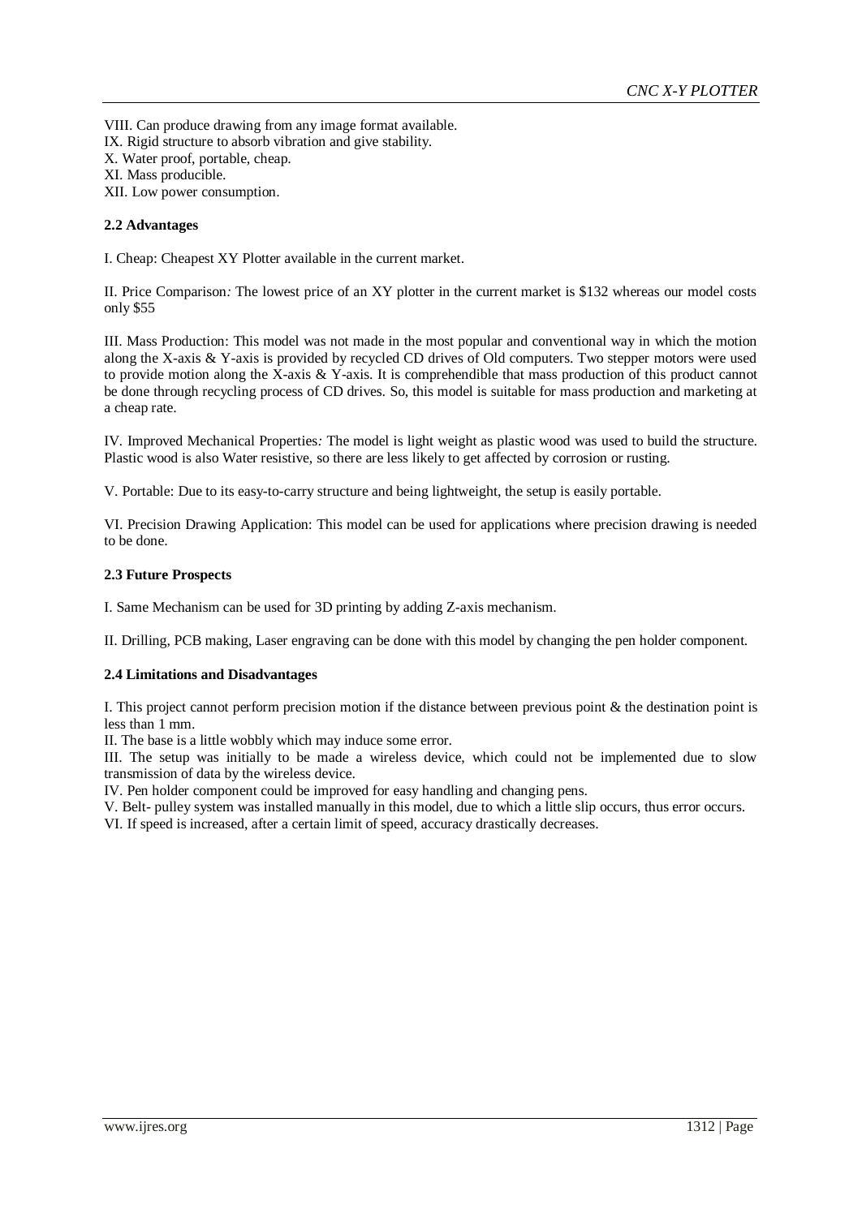VIII. Can produce drawing from any image format available.
IX. Rigid structure to absorb vibration and give stability.
X. Water proof, portable, cheap.
XI. Mass producible.
XII. Low power consumption.

### 2.2 Advantages

I. Cheap: Cheapest XY Plotter available in the current market.

II. Price Comparison*:* The lowest price of an XY plotter in the current market is $132 whereas our model costs only $55

III. Mass Production: This model was not made in the most popular and conventional way in which the motion along the X-axis & Y-axis is provided by recycled CD drives of Old computers. Two stepper motors were used to provide motion along the X-axis & Y-axis. It is comprehendible that mass production of this product cannot be done through recycling process of CD drives. So, this model is suitable for mass production and marketing at a cheap rate.

IV. Improved Mechanical Properties*:* The model is light weight as plastic wood was used to build the structure. Plastic wood is also Water resistive, so there are less likely to get affected by corrosion or rusting.

V. Portable: Due to its easy-to-carry structure and being lightweight, the setup is easily portable.

VI. Precision Drawing Application: This model can be used for applications where precision drawing is needed to be done.

### 2.3 Future Prospects

I. Same Mechanism can be used for 3D printing by adding Z-axis mechanism.

II. Drilling, PCB making, Laser engraving can be done with this model by changing the pen holder component.

### 2.4 Limitations and Disadvantages

I. This project cannot perform precision motion if the distance between previous point & the destination point is less than 1 mm.
II. The base is a little wobbly which may induce some error.
III. The setup was initially to be made a wireless device, which could not be implemented due to slow transmission of data by the wireless device.
IV. Pen holder component could be improved for easy handling and changing pens.
V. Belt- pulley system was installed manually in this model, due to which a little slip occurs, thus error occurs.
VI. If speed is increased, after a certain limit of speed, accuracy drastically decreases.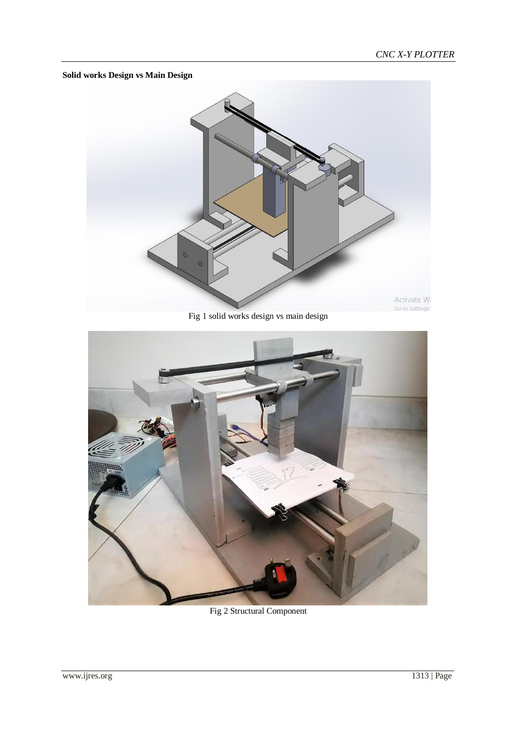**Solid works Design vs Main Design**

Fig 1 solid works design vs main design

Fig 2 Structural Component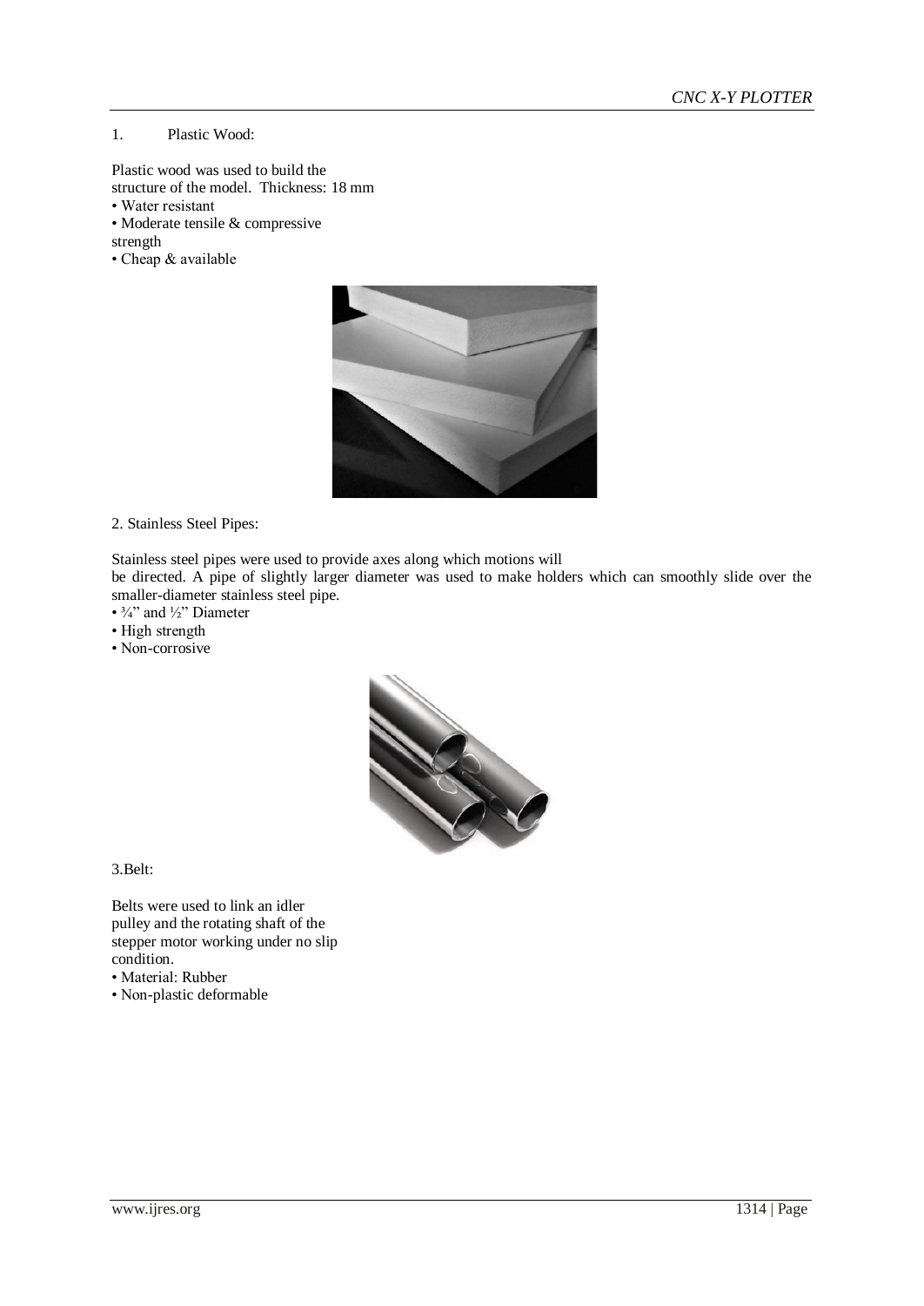1. Plastic Wood:

Plastic wood was used to build the structure of the model. Thickness: 18 mm

- Water resistant
- Moderate tensile & compressive strength
- Cheap & available

2. Stainless Steel Pipes:

Stainless steel pipes were used to provide axes along which motions will be directed. A pipe of slightly larger diameter was used to make holders which can smoothly slide over the smaller-diameter stainless steel pipe.

- ¾" and ½" Diameter
- High strength
- Non-corrosive

3.Belt:

Belts were used to link an idler pulley and the rotating shaft of the stepper motor working under no slip condition.

- Material: Rubber
- Non-plastic deformable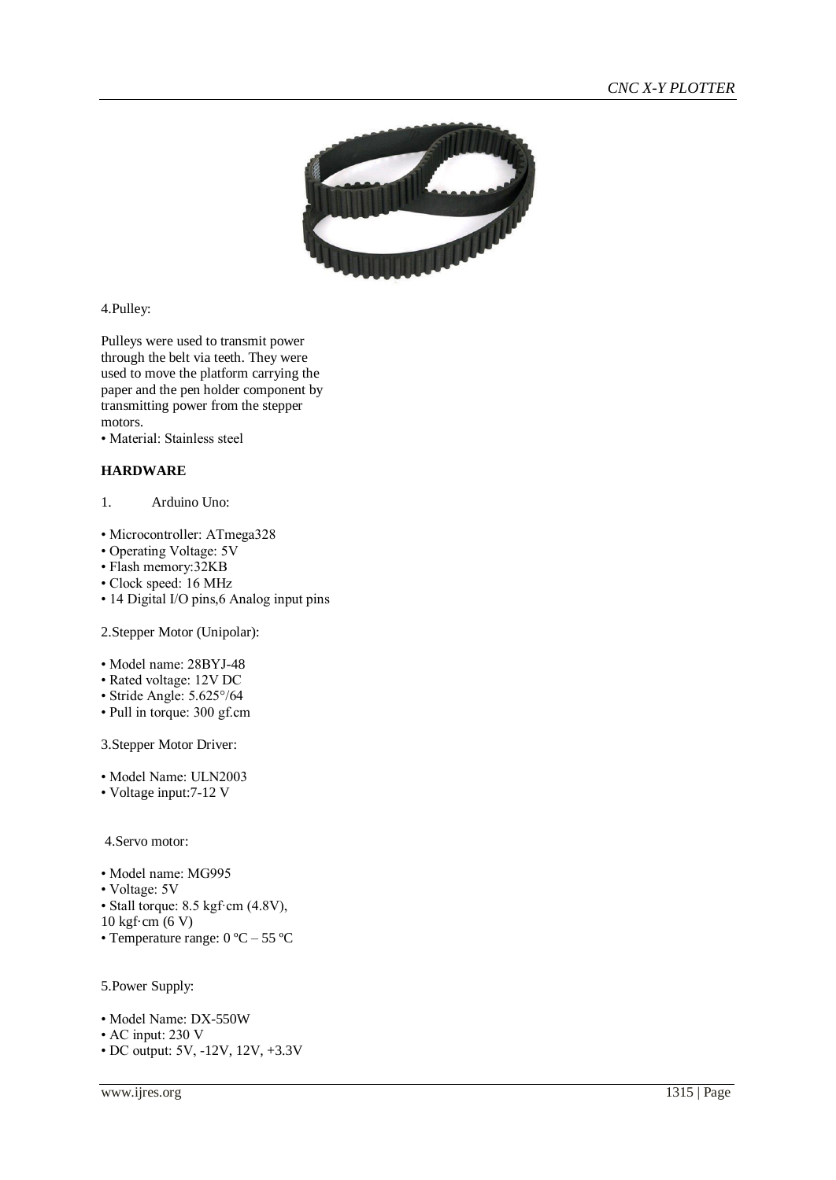4.Pulley:

Pulleys were used to transmit power through the belt via teeth. They were used to move the platform carrying the paper and the pen holder component by transmitting power from the stepper motors.

• Material: Stainless steel

**HARDWARE**

1. Arduino Uno:

• Microcontroller: ATmega328
• Operating Voltage: 5V
• Flash memory:32KB
• Clock speed: 16 MHz
• 14 Digital I/O pins,6 Analog input pins

2.Stepper Motor (Unipolar):

• Model name: 28BYJ-48
• Rated voltage: 12V DC
• Stride Angle: 5.625°/64
• Pull in torque: 300 gf.cm

3.Stepper Motor Driver:

• Model Name: ULN2003
• Voltage input:7-12 V

4.Servo motor:

• Model name: MG995
• Voltage: 5V
• Stall torque: 8.5 kgf·cm (4.8V), 10 kgf·cm (6 V)
• Temperature range: 0 ºC – 55 ºC

5.Power Supply:

• Model Name: DX-550W
• AC input: 230 V
• DC output: 5V, -12V, 12V, +3.3V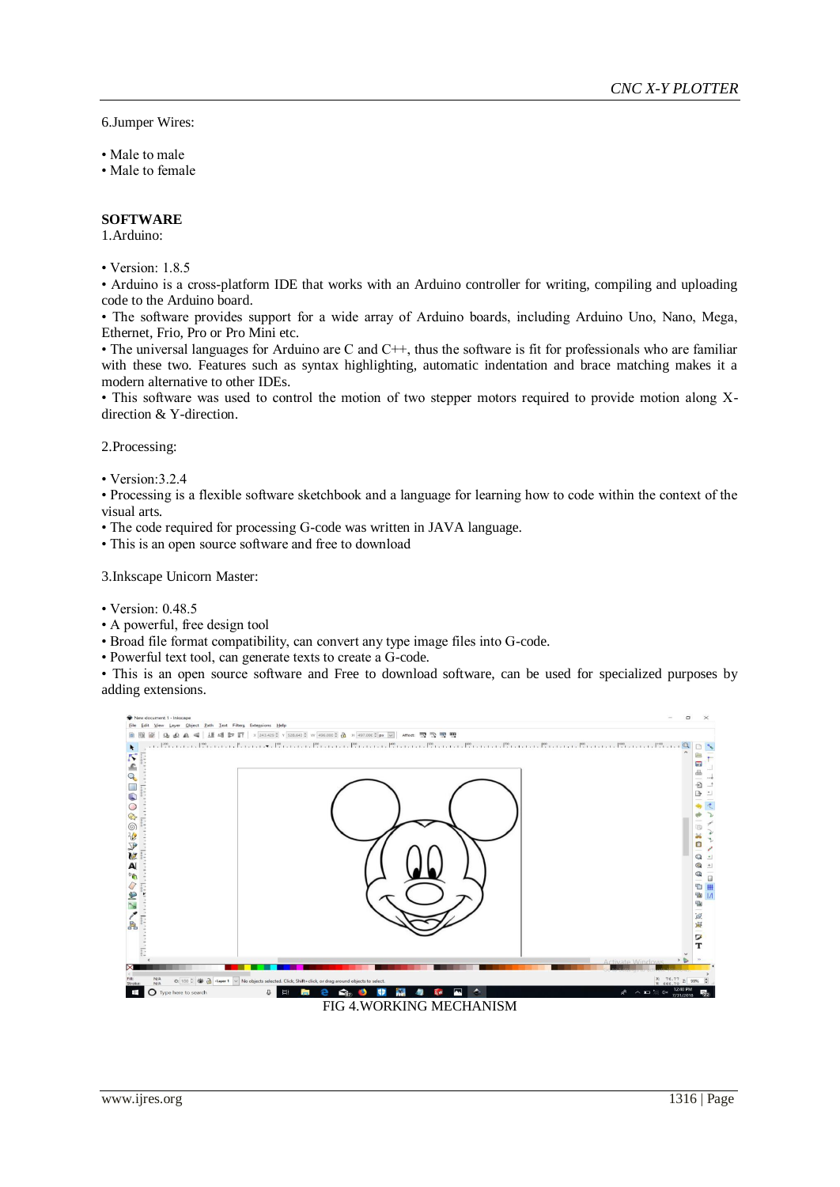6.Jumper Wires:

- Male to male
- Male to female

## SOFTWARE

1.Arduino:

- Version: 1.8.5
- Arduino is a cross-platform IDE that works with an Arduino controller for writing, compiling and uploading code to the Arduino board.
- The software provides support for a wide array of Arduino boards, including Arduino Uno, Nano, Mega, Ethernet, Frio, Pro or Pro Mini etc.
- The universal languages for Arduino are C and C++, thus the software is fit for professionals who are familiar with these two. Features such as syntax highlighting, automatic indentation and brace matching makes it a modern alternative to other IDEs.
- This software was used to control the motion of two stepper motors required to provide motion along X-direction & Y-direction.

2.Processing:

- Version:3.2.4
- Processing is a flexible software sketchbook and a language for learning how to code within the context of the visual arts.
- The code required for processing G-code was written in JAVA language.
- This is an open source software and free to download

3.Inkscape Unicorn Master:

- Version: 0.48.5
- A powerful, free design tool
- Broad file format compatibility, can convert any type image files into G-code.
- Powerful text tool, can generate texts to create a G-code.
- This is an open source software and Free to download software, can be used for specialized purposes by adding extensions.

FIG 4.WORKING MECHANISM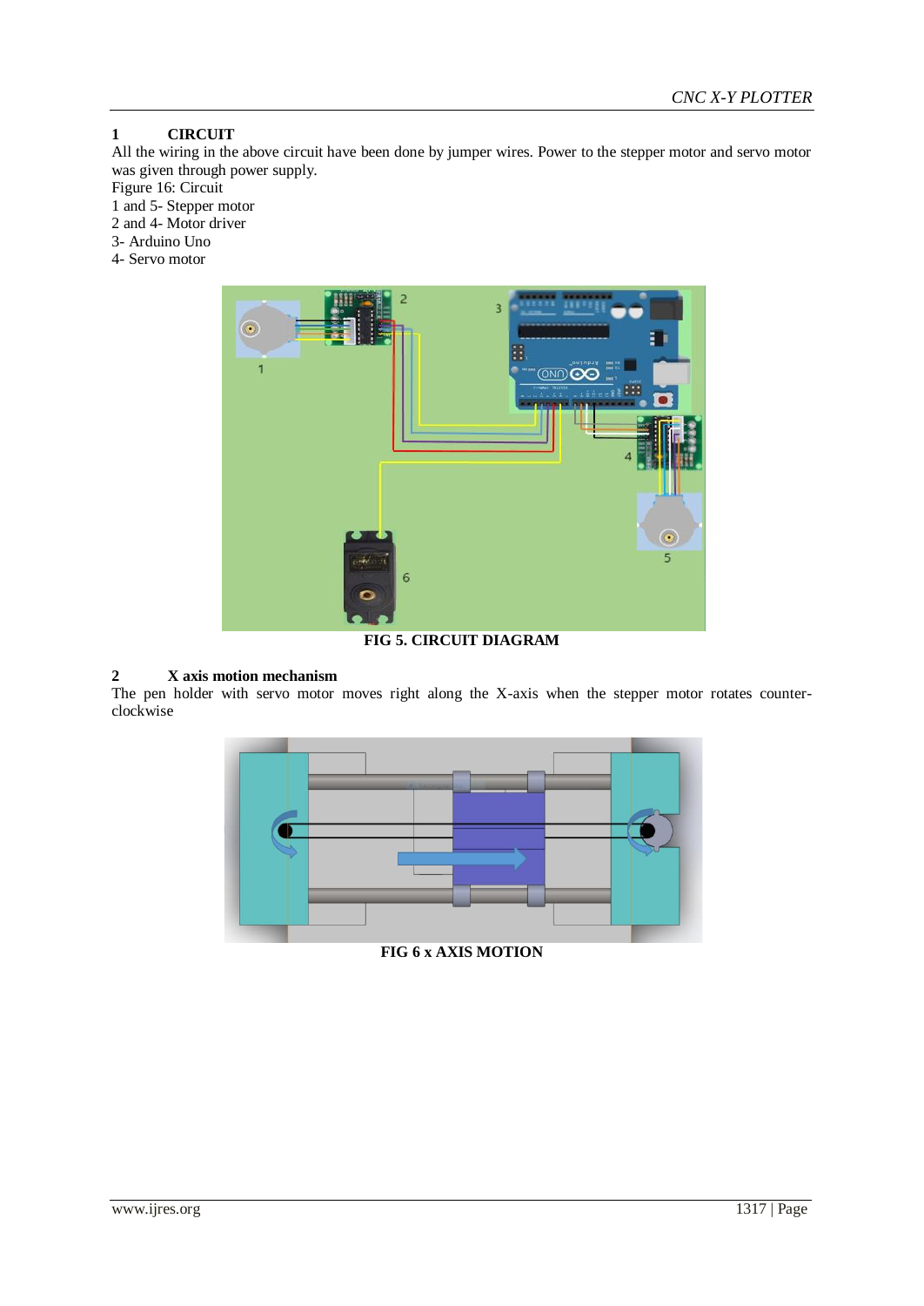## 1 CIRCUIT

All the wiring in the above circuit have been done by jumper wires. Power to the stepper motor and servo motor was given through power supply.

Figure 16: Circuit

1 and 5- Stepper motor

2 and 4- Motor driver

3- Arduino Uno

4- Servo motor

**FIG 5. CIRCUIT DIAGRAM**

## 2 X axis motion mechanism

The pen holder with servo motor moves right along the X-axis when the stepper motor rotates counter-clockwise

**FIG 6 x AXIS MOTION**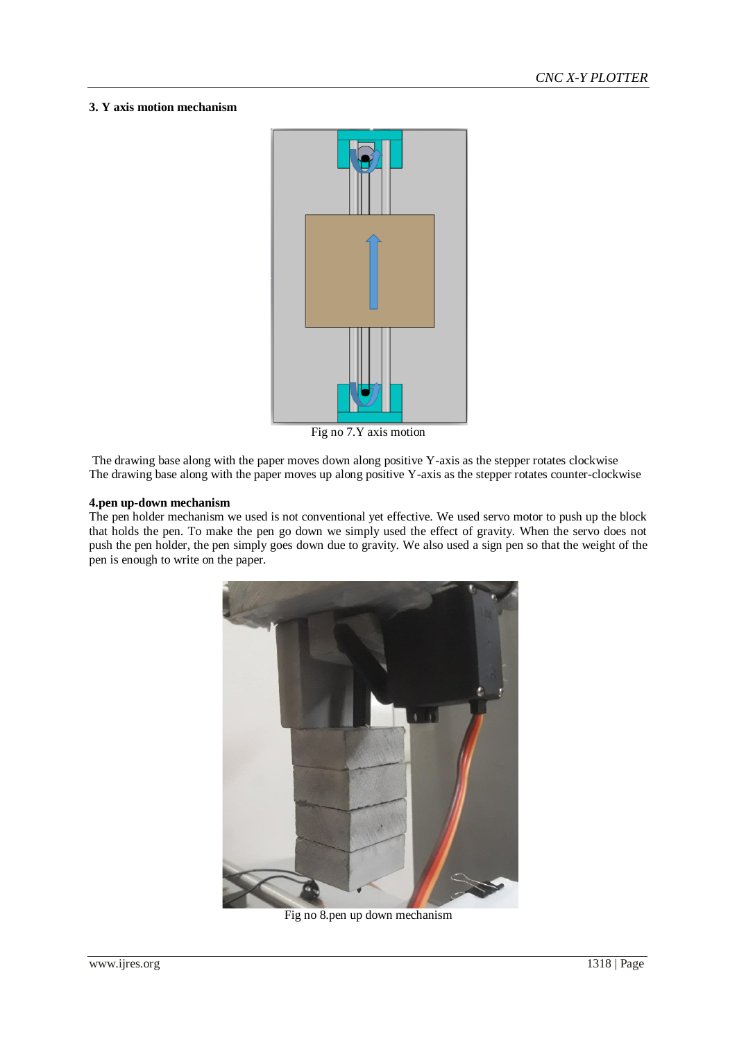**3. Y axis motion mechanism**

Fig no 7.Y axis motion

The drawing base along with the paper moves down along positive Y-axis as the stepper rotates clockwise
The drawing base along with the paper moves up along positive Y-axis as the stepper rotates counter-clockwise

**4.pen up-down mechanism**

The pen holder mechanism we used is not conventional yet effective. We used servo motor to push up the block that holds the pen. To make the pen go down we simply used the effect of gravity. When the servo does not push the pen holder, the pen simply goes down due to gravity. We also used a sign pen so that the weight of the pen is enough to write on the paper.

Fig no 8.pen up down mechanism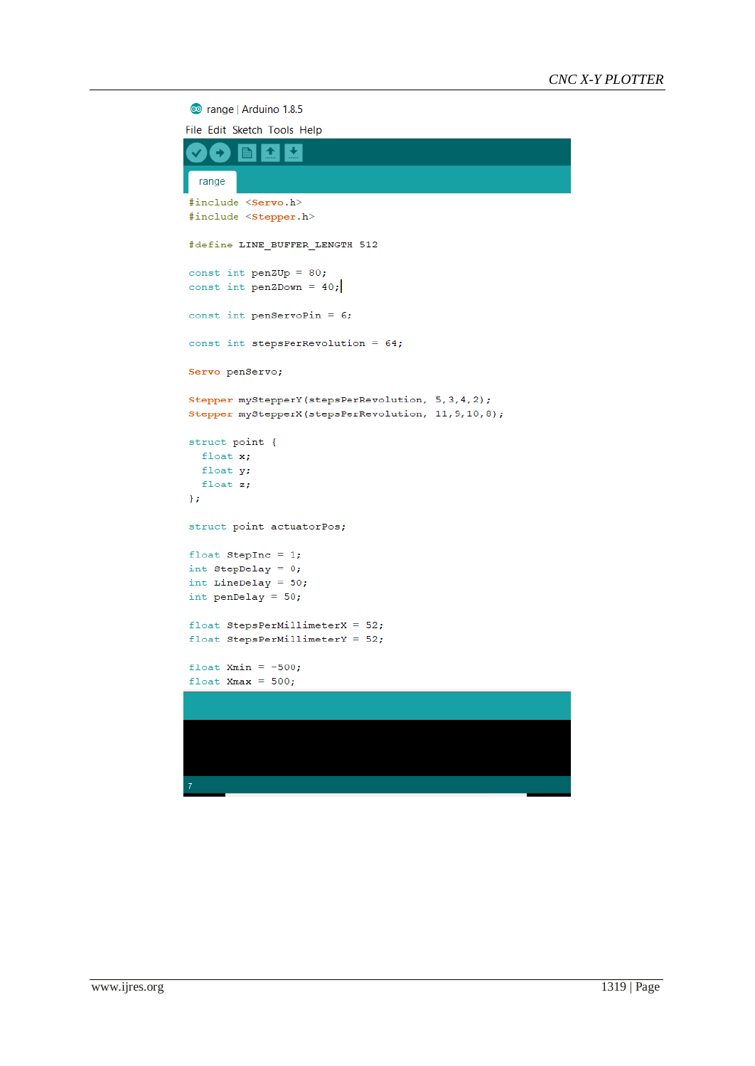range | Arduino 1.8.5

File Edit Sketch Tools Help

range

```
#include <Servo.h>
#include <Stepper.h>

#define LINE_BUFFER_LENGTH 512

const int penZUp = 80;
const int penZDown = 40;

const int penServoPin = 6;

const int stepsPerRevolution = 64;

Servo penServo;

Stepper myStepperY(stepsPerRevolution, 5,3,4,2);
Stepper myStepperX(stepsPerRevolution, 11,9,10,8);

struct point {
  float x;
  float y;
  float z;
};

struct point actuatorPos;

float StepInc = 1;
int StepDelay = 0;
int LineDelay = 50;
int penDelay = 50;

float StepsPerMillimeterX = 52;
float StepsPerMillimeterY = 52;

float Xmin = -500;
float Xmax = 500;
```

7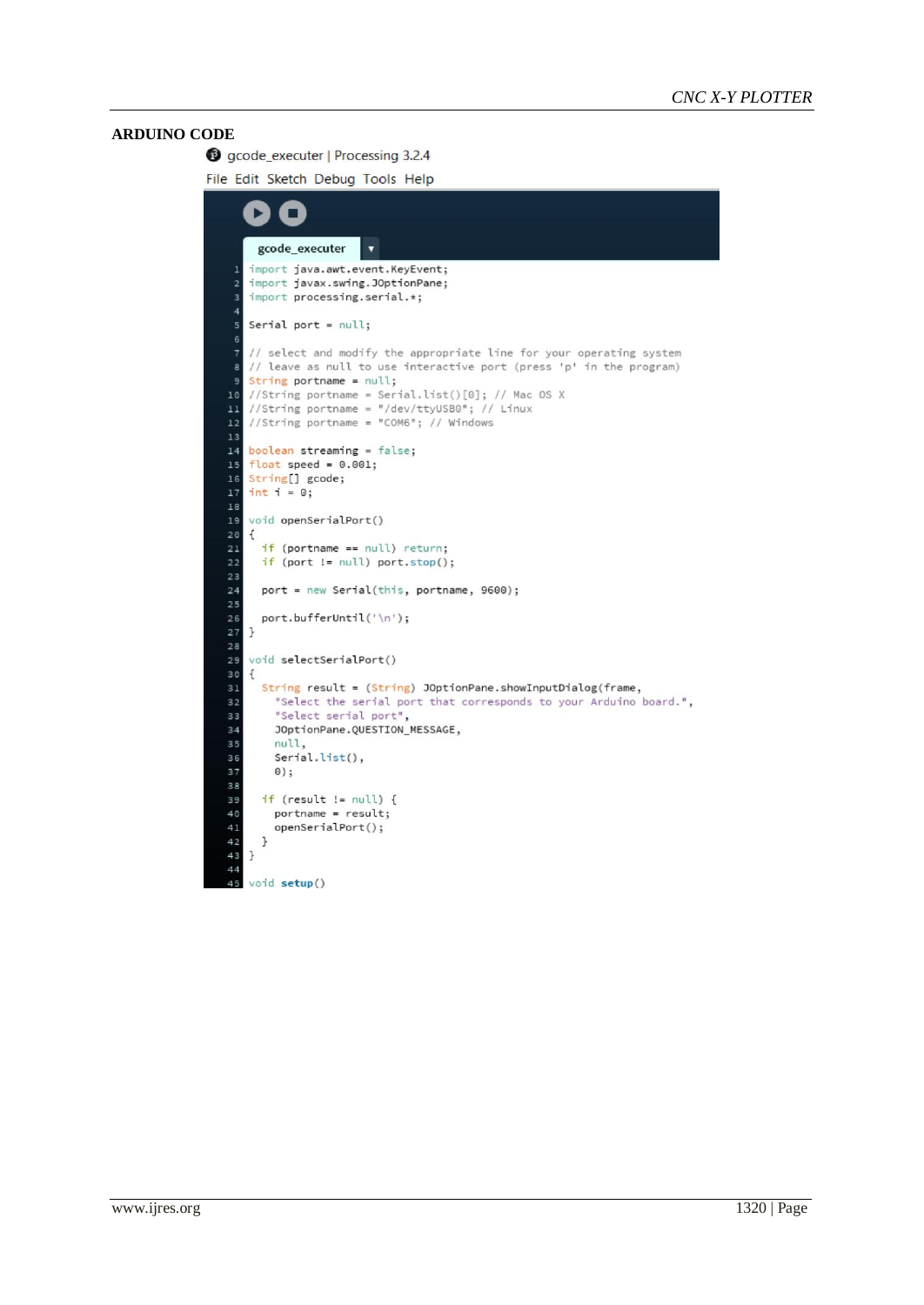## ARDUINO CODE

gcode_executer | Processing 3.2.4

File Edit Sketch Debug Tools Help

gcode_executer

```
import java.awt.event.KeyEvent;
import javax.swing.JOptionPane;
import processing.serial.*;

Serial port = null;

// select and modify the appropriate line for your operating system
// leave as null to use interactive port (press 'p' in the program)
String portname = null;
//String portname = Serial.list()[0]; // Mac OS X
//String portname = "/dev/ttyUSB0"; // Linux
//String portname = "COM6"; // Windows

boolean streaming = false;
float speed = 0.001;
String[] gcode;
int i = 0;

void openSerialPort()
{
  if (portname == null) return;
  if (port != null) port.stop();

  port = new Serial(this, portname, 9600);

  port.bufferUntil('\n');
}

void selectSerialPort()
{
  String result = (String) JOptionPane.showInputDialog(frame,
    "Select the serial port that corresponds to your Arduino board.",
    "Select serial port",
    JOptionPane.QUESTION_MESSAGE,
    null,
    Serial.list(),
    0);

  if (result != null) {
    portname = result;
    openSerialPort();
  }
}

void setup()
```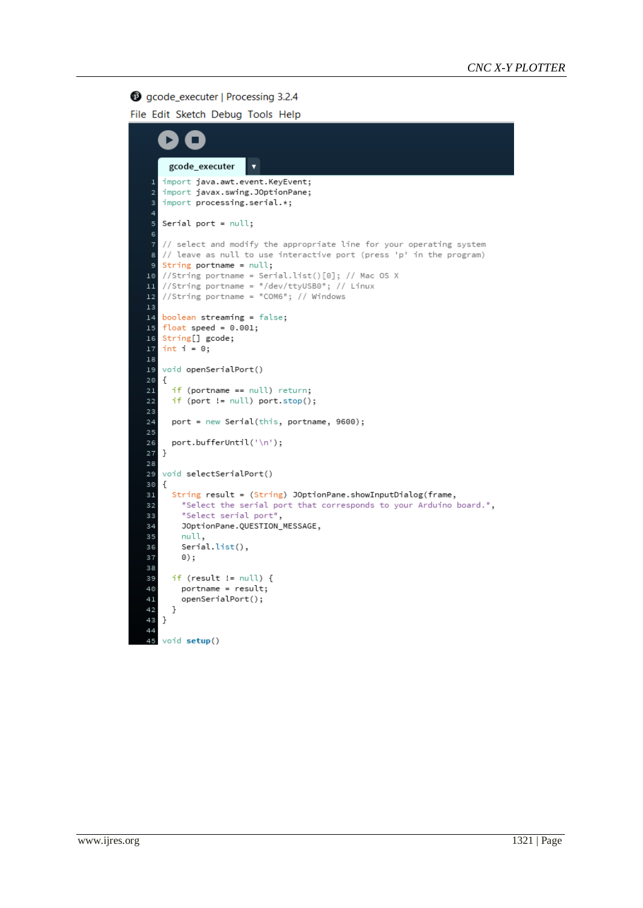gcode_executer | Processing 3.2.4

File Edit Sketch Debug Tools Help

gcode_executer

```
import java.awt.event.KeyEvent;
import javax.swing.JOptionPane;
import processing.serial.*;

Serial port = null;

// select and modify the appropriate line for your operating system
// leave as null to use interactive port (press 'p' in the program)
String portname = null;
//String portname = Serial.list()[0]; // Mac OS X
//String portname = "/dev/ttyUSB0"; // Linux
//String portname = "COM6"; // Windows

boolean streaming = false;
float speed = 0.001;
String[] gcode;
int i = 0;

void openSerialPort()
{
  if (portname == null) return;
  if (port != null) port.stop();

  port = new Serial(this, portname, 9600);

  port.bufferUntil('\n');
}

void selectSerialPort()
{
  String result = (String) JOptionPane.showInputDialog(frame,
    "Select the serial port that corresponds to your Arduino board.",
    "Select serial port",
    JOptionPane.QUESTION_MESSAGE,
    null,
    Serial.list(),
    0);

  if (result != null) {
    portname = result;
    openSerialPort();
  }
}

void setup()
```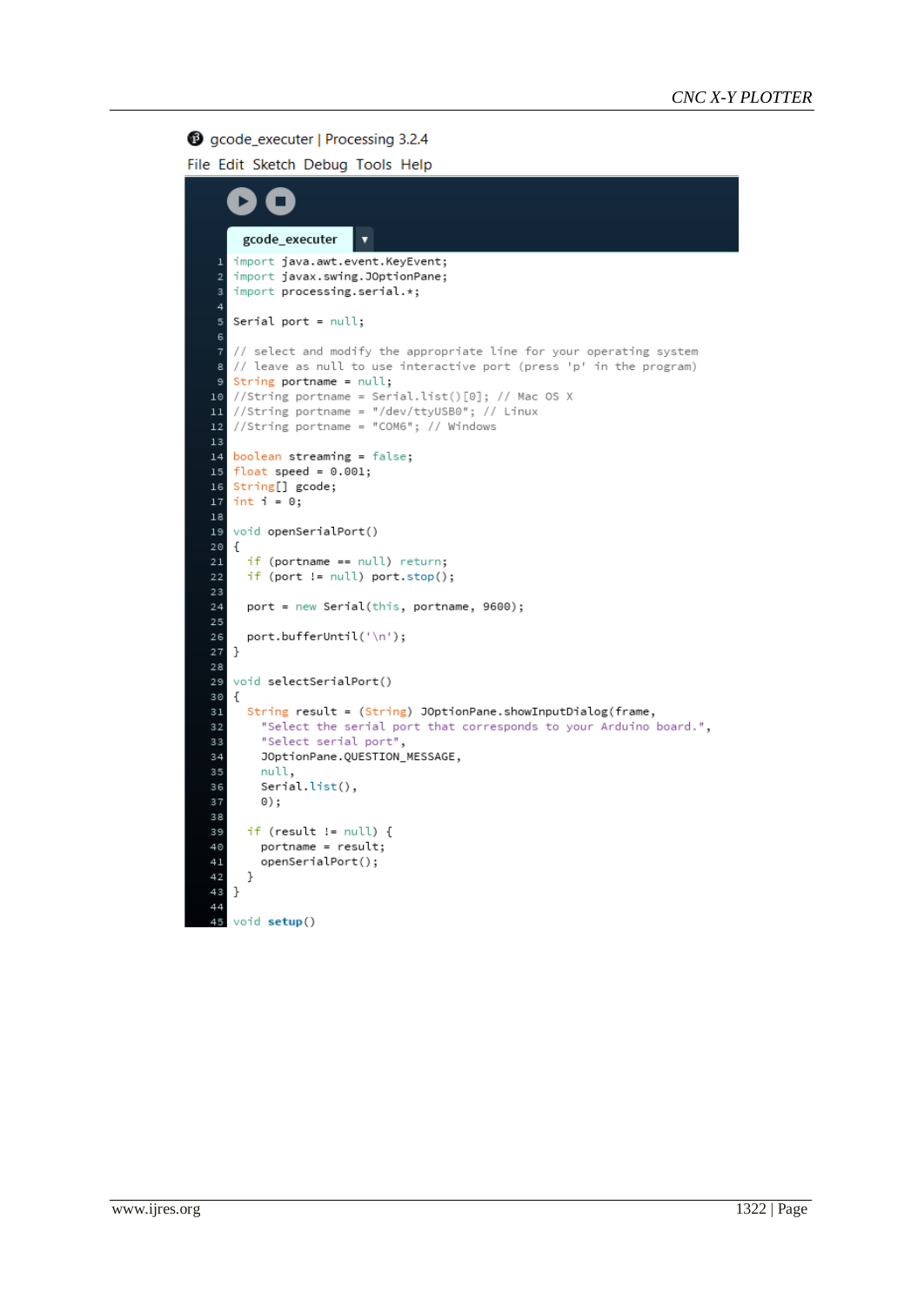gcode_executer | Processing 3.2.4

File Edit Sketch Debug Tools Help

gcode_executer

```
import java.awt.event.KeyEvent;
import javax.swing.JOptionPane;
import processing.serial.*;

Serial port = null;

// select and modify the appropriate line for your operating system
// leave as null to use interactive port (press 'p' in the program)
String portname = null;
//String portname = Serial.list()[0]; // Mac OS X
//String portname = "/dev/ttyUSB0"; // Linux
//String portname = "COM6"; // Windows

boolean streaming = false;
float speed = 0.001;
String[] gcode;
int i = 0;

void openSerialPort()
{
  if (portname == null) return;
  if (port != null) port.stop();

  port = new Serial(this, portname, 9600);

  port.bufferUntil('\n');
}

void selectSerialPort()
{
  String result = (String) JOptionPane.showInputDialog(frame,
    "Select the serial port that corresponds to your Arduino board.",
    "Select serial port",
    JOptionPane.QUESTION_MESSAGE,
    null,
    Serial.list(),
    0);

  if (result != null) {
    portname = result;
    openSerialPort();
  }
}

void setup()
```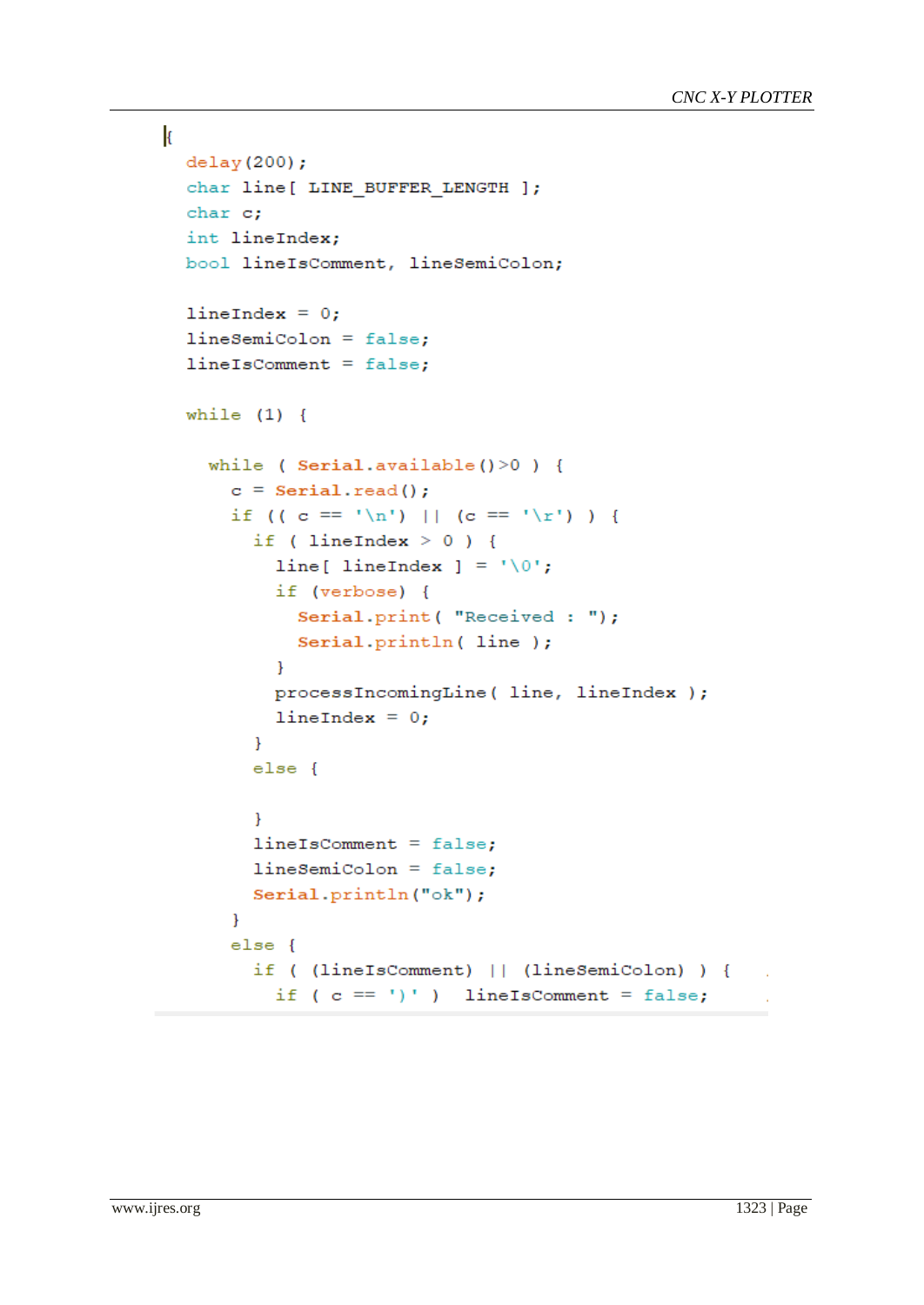```
{
  delay(200);
  char line[ LINE_BUFFER_LENGTH ];
  char c;
  int lineIndex;
  bool lineIsComment, lineSemiColon;

  lineIndex = 0;
  lineSemiColon = false;
  lineIsComment = false;

  while (1) {

    while ( Serial.available()>0 ) {
      c = Serial.read();
      if (( c == '\n') || (c == '\r') ) {
        if ( lineIndex > 0 ) {
          line[ lineIndex ] = '\0';
          if (verbose) {
            Serial.print( "Received : ");
            Serial.println( line );
          }
          processIncomingLine( line, lineIndex );
          lineIndex = 0;
        }
        else {

        }
        lineIsComment = false;
        lineSemiColon = false;
        Serial.println("ok");
      }
      else {
        if ( (lineIsComment) || (lineSemiColon) ) {
          if ( c == ')' )  lineIsComment = false;
```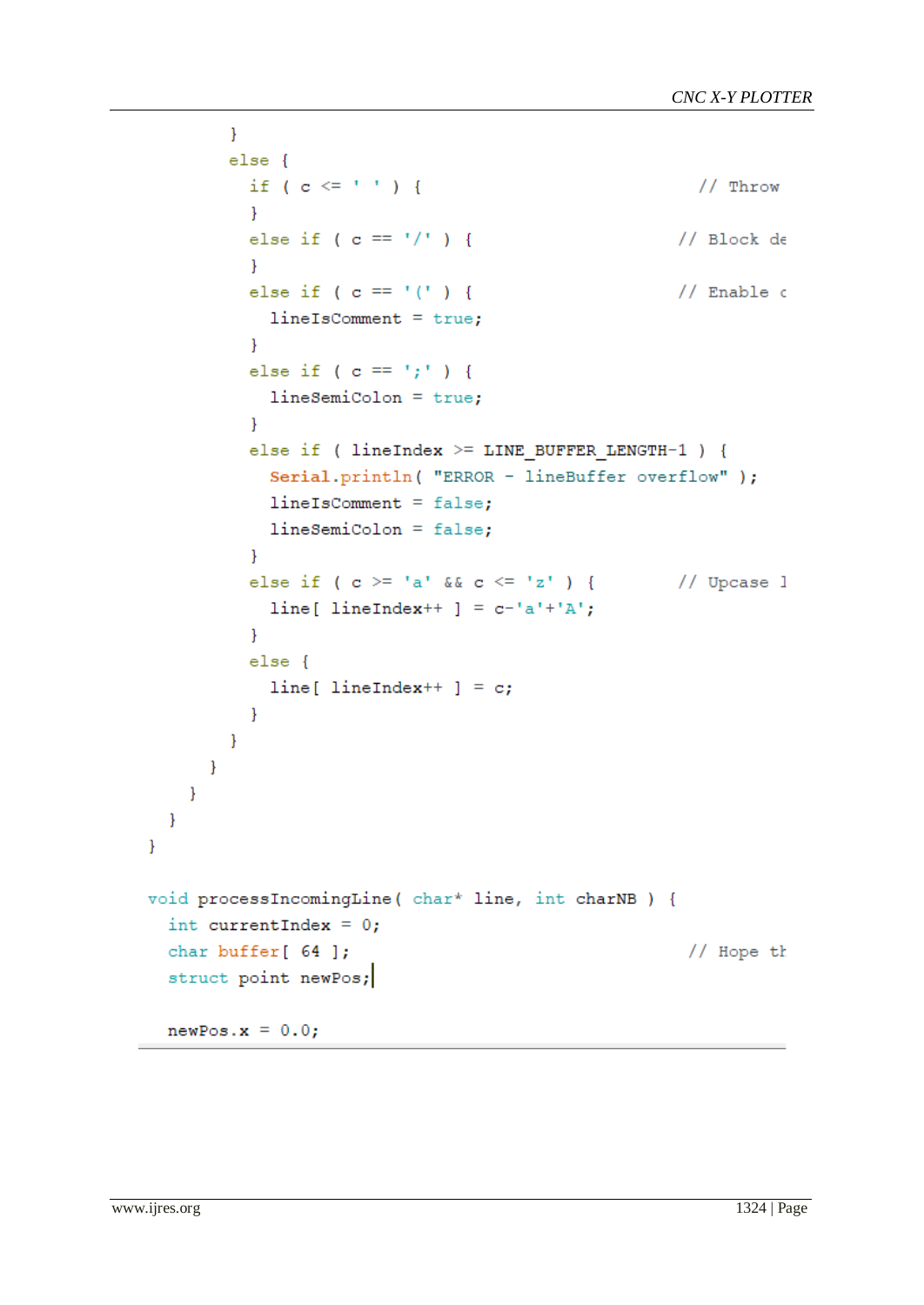```
        }
        else {
          if ( c <= ' ' ) {                           // Throw
          }
          else if ( c == '/' ) {                      // Block de
          }
          else if ( c == '(' ) {                      // Enable c
            lineIsComment = true;
          }
          else if ( c == ';' ) {
            lineSemiColon = true;
          }
          else if ( lineIndex >= LINE_BUFFER_LENGTH-1 ) {
            Serial.println( "ERROR - lineBuffer overflow" );
            lineIsComment = false;
            lineSemiColon = false;
          }
          else if ( c >= 'a' && c <= 'z' ) {          // Upcase l
            line[ lineIndex++ ] = c-'a'+'A';
          }
          else {
            line[ lineIndex++ ] = c;
          }
        }
      }
    }
  }
}

void processIncomingLine( char* line, int charNB ) {
  int currentIndex = 0;
  char buffer[ 64 ];                                  // Hope th
  struct point newPos;

  newPos.x = 0.0;
```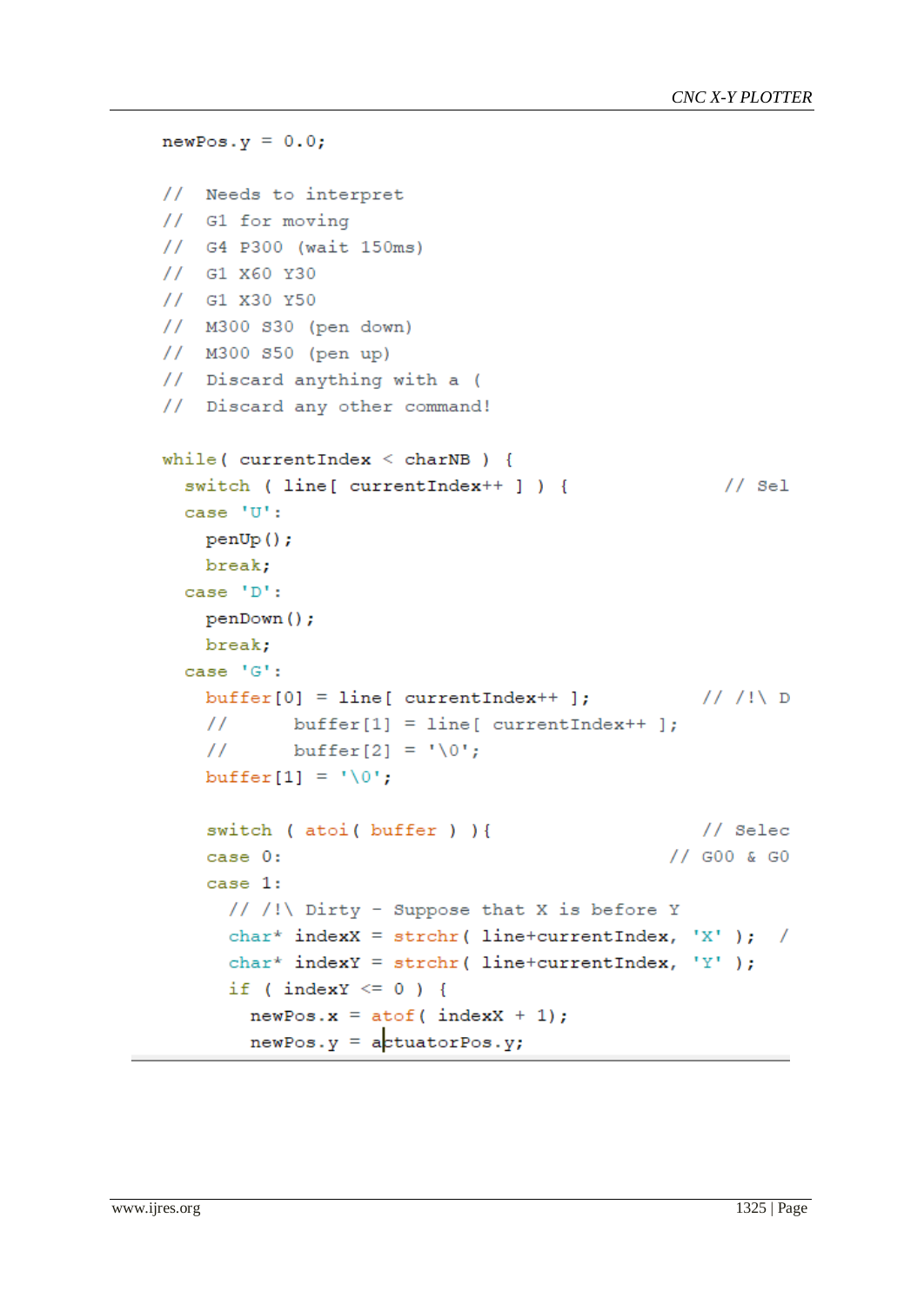```
newPos.y = 0.0;

//  Needs to interpret
//  G1 for moving
//  G4 P300 (wait 150ms)
//  G1 X60 Y30
//  G1 X30 Y50
//  M300 S30 (pen down)
//  M300 S50 (pen up)
//  Discard anything with a (
//  Discard any other command!

while( currentIndex < charNB ) {
  switch ( line[ currentIndex++ ] ) {                // Sel
  case 'U':
    penUp();
    break;
  case 'D':
    penDown();
    break;
  case 'G':
    buffer[0] = line[ currentIndex++ ];             // /!\ D
    //      buffer[1] = line[ currentIndex++ ];
    //      buffer[2] = '\0';
    buffer[1] = '\0';

    switch ( atoi( buffer ) ){                      // Selec
    case 0:                                        // G00 & G0
    case 1:
      // /!\ Dirty - Suppose that X is before Y
      char* indexX = strchr( line+currentIndex, 'X' );  /
      char* indexY = strchr( line+currentIndex, 'Y' );
      if ( indexY <= 0 ) {
        newPos.x = atof( indexX + 1);
        newPos.y = actuatorPos.y;
```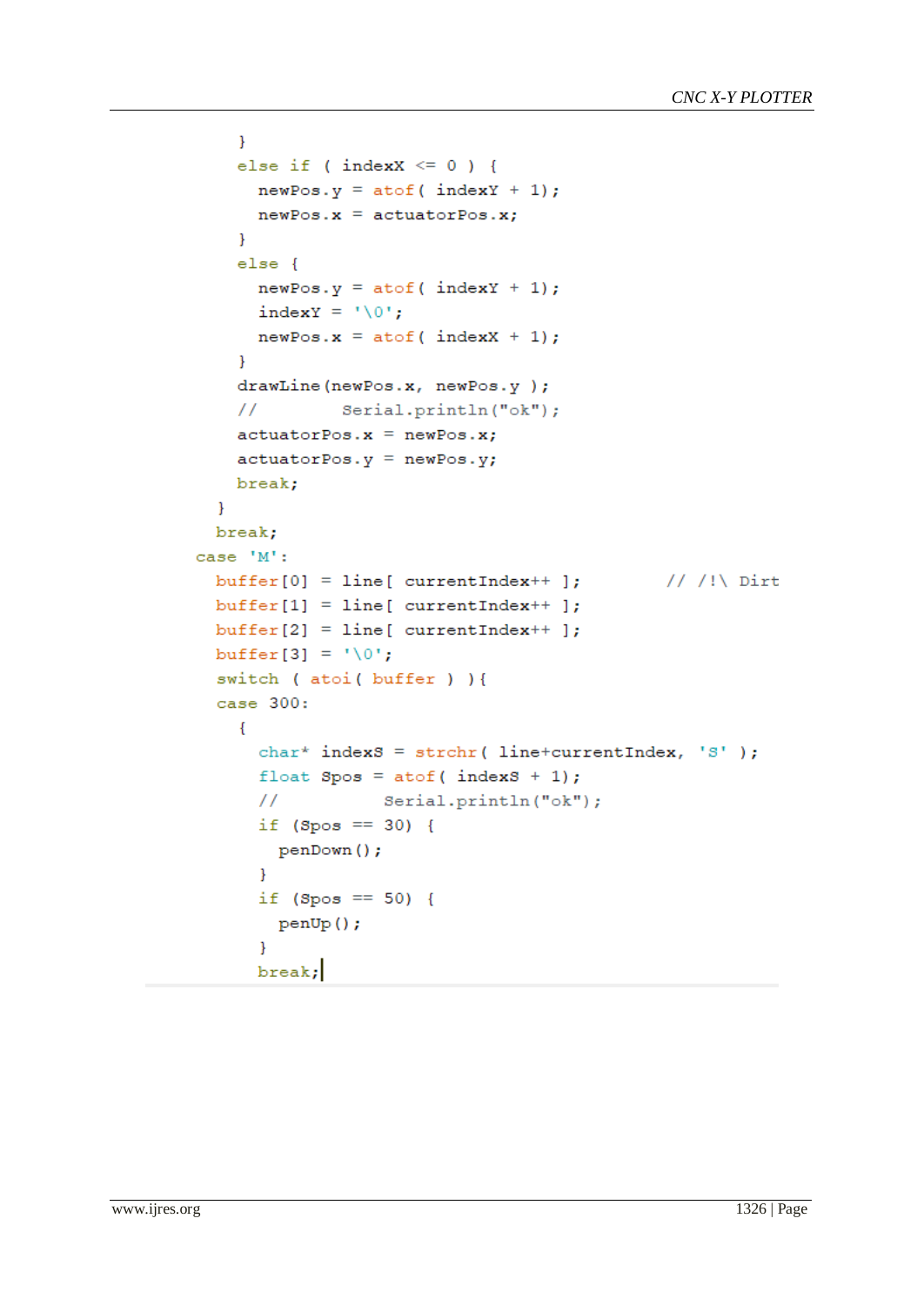```
      }
      else if ( indexX <= 0 ) {
        newPos.y = atof( indexY + 1);
        newPos.x = actuatorPos.x;
      }
      else {
        newPos.y = atof( indexY + 1);
        indexY = '\0';
        newPos.x = atof( indexX + 1);
      }
      drawLine(newPos.x, newPos.y );
      //        Serial.println("ok");
      actuatorPos.x = newPos.x;
      actuatorPos.y = newPos.y;
      break;
    }
    break;
  case 'M':
    buffer[0] = line[ currentIndex++ ];       // /!\ Dirt
    buffer[1] = line[ currentIndex++ ];
    buffer[2] = line[ currentIndex++ ];
    buffer[3] = '\0';
    switch ( atoi( buffer ) ){
    case 300:
      {
        char* indexS = strchr( line+currentIndex, 'S' );
        float Spos = atof( indexS + 1);
        //        Serial.println("ok");
        if (Spos == 30) {
          penDown();
        }
        if (Spos == 50) {
          penUp();
        }
        break;
```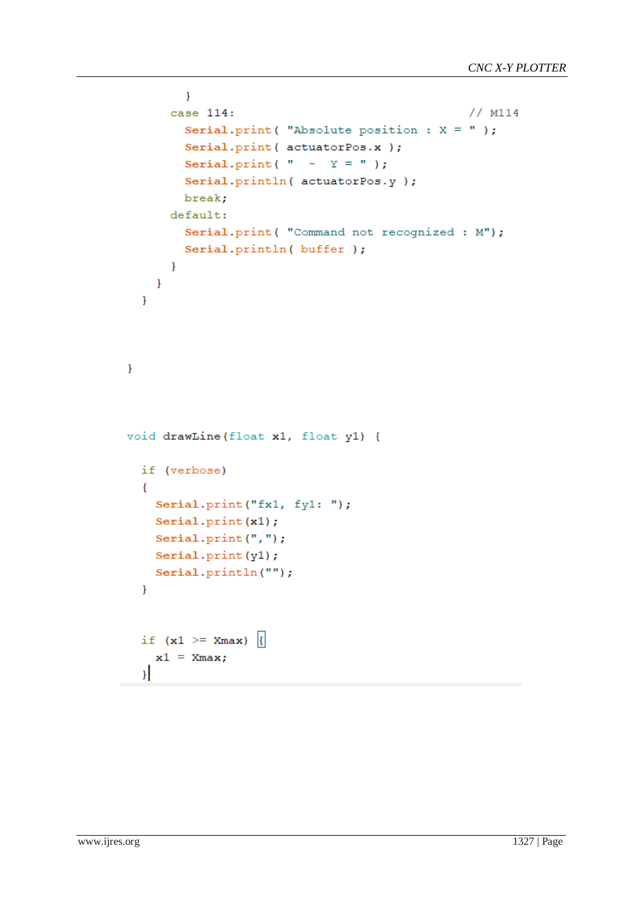```
        }
      case 114:                                    // M114
        Serial.print( "Absolute position : X = " );
        Serial.print( actuatorPos.x );
        Serial.print( "  -  Y = " );
        Serial.println( actuatorPos.y );
        break;
      default:
        Serial.print( "Command not recognized : M");
        Serial.println( buffer );
      }
    }
  }



}



void drawLine(float x1, float y1) {

  if (verbose)
  {
    Serial.print("fx1, fy1: ");
    Serial.print(x1);
    Serial.print(",");
    Serial.print(y1);
    Serial.println("");
  }


  if (x1 >= Xmax) {
    x1 = Xmax;
  }
```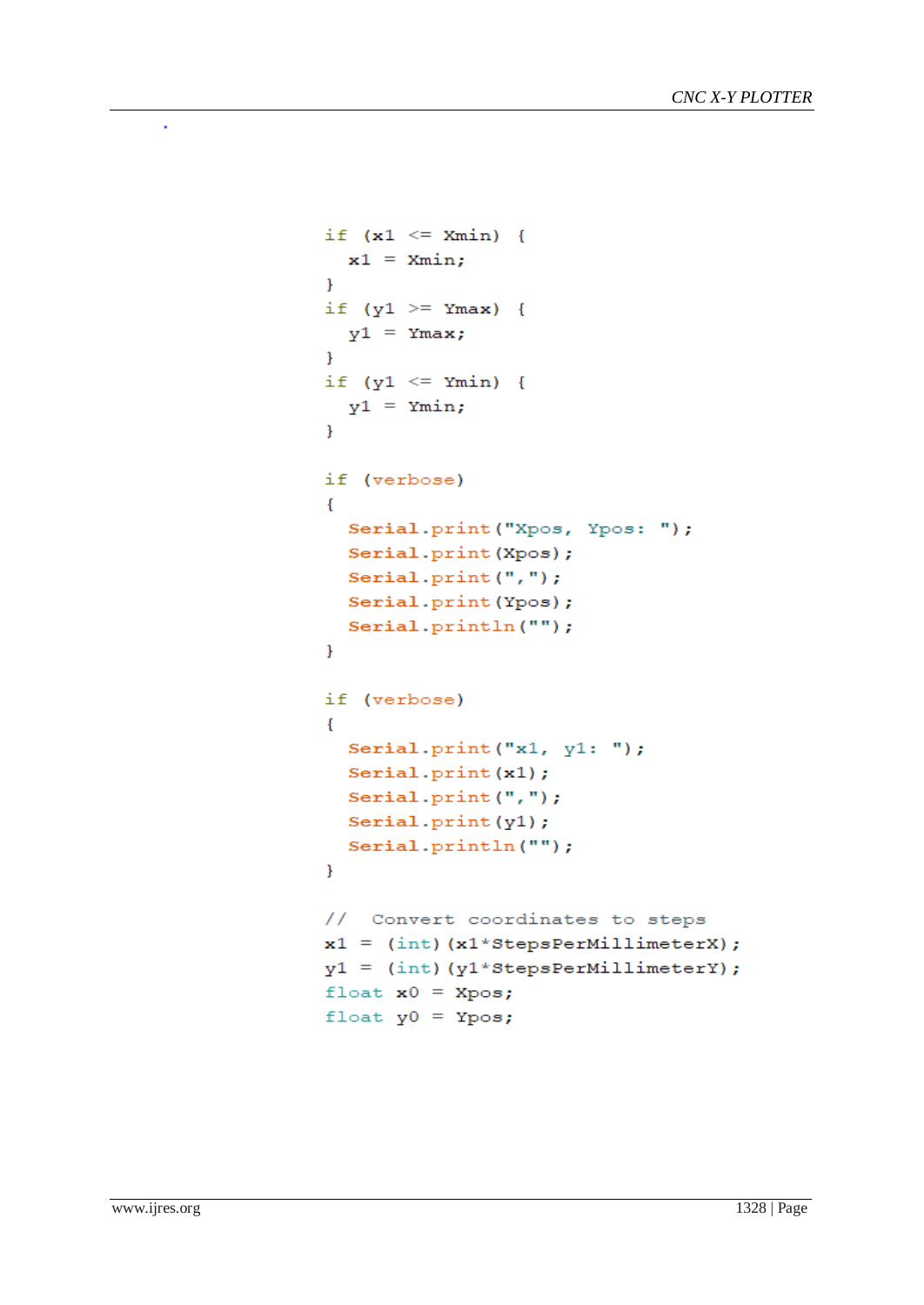```
if (x1 <= Xmin) {
  x1 = Xmin;
}
if (y1 >= Ymax) {
  y1 = Ymax;
}
if (y1 <= Ymin) {
  y1 = Ymin;
}

if (verbose)
{
  Serial.print("Xpos, Ypos: ");
  Serial.print(Xpos);
  Serial.print(",");
  Serial.print(Ypos);
  Serial.println("");
}

if (verbose)
{
  Serial.print("x1, y1: ");
  Serial.print(x1);
  Serial.print(",");
  Serial.print(y1);
  Serial.println("");
}

//  Convert coordinates to steps
x1 = (int)(x1*StepsPerMillimeterX);
y1 = (int)(y1*StepsPerMillimeterY);
float x0 = Xpos;
float y0 = Ypos;
```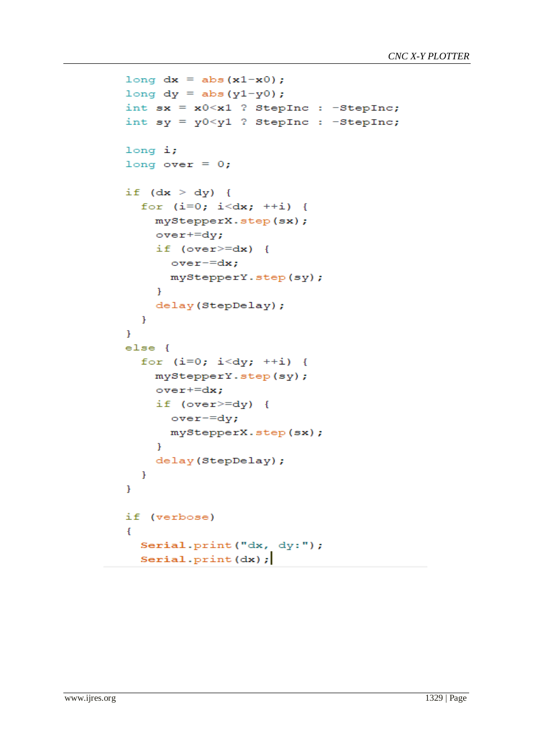```
long dx = abs(x1-x0);
long dy = abs(y1-y0);
int sx = x0<x1 ? StepInc : -StepInc;
int sy = y0<y1 ? StepInc : -StepInc;

long i;
long over = 0;

if (dx > dy) {
  for (i=0; i<dx; ++i) {
    myStepperX.step(sx);
    over+=dy;
    if (over>=dx) {
      over-=dx;
      myStepperY.step(sy);
    }
    delay(StepDelay);
  }
}
else {
  for (i=0; i<dy; ++i) {
    myStepperY.step(sy);
    over+=dx;
    if (over>=dy) {
      over-=dy;
      myStepperX.step(sx);
    }
    delay(StepDelay);
  }
}

if (verbose)
{
  Serial.print("dx, dy:");
  Serial.print(dx);
```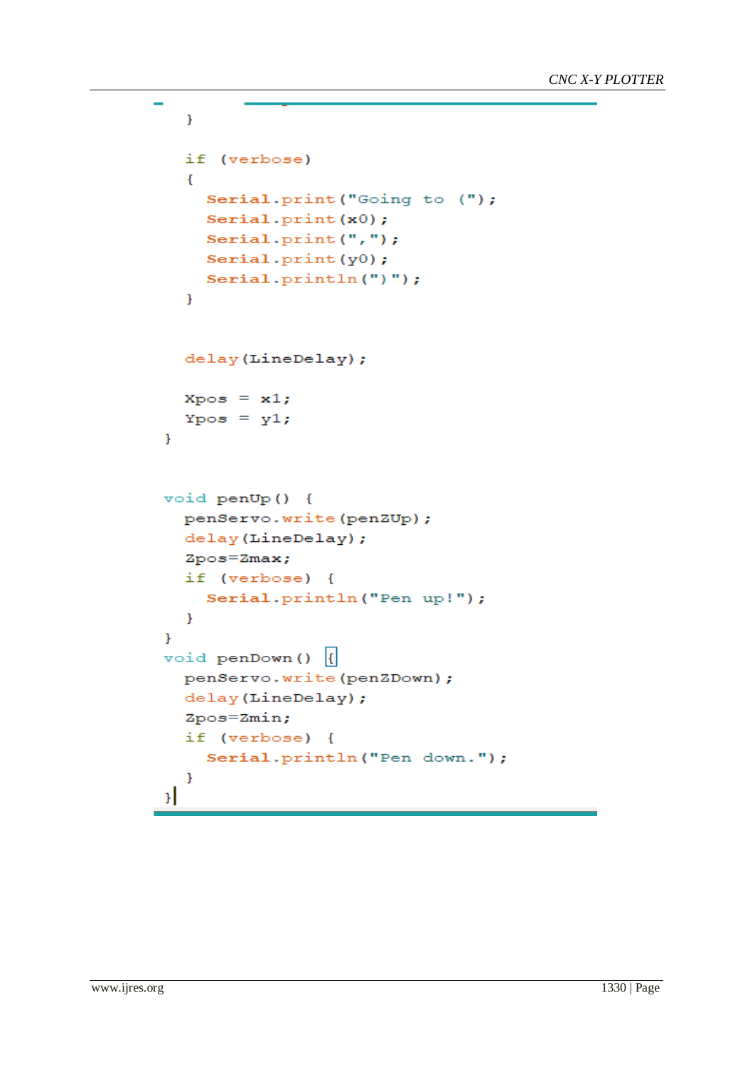```
    }

    if (verbose)
    {
      Serial.print("Going to (");
      Serial.print(x0);
      Serial.print(",");
      Serial.print(y0);
      Serial.println(")");
    }


    delay(LineDelay);

    Xpos = x1;
    Ypos = y1;
}


void penUp() {
  penServo.write(penZUp);
  delay(LineDelay);
  Zpos=Zmax;
  if (verbose) {
    Serial.println("Pen up!");
  }
}
void penDown() {
  penServo.write(penZDown);
  delay(LineDelay);
  Zpos=Zmin;
  if (verbose) {
    Serial.println("Pen down.");
  }
}
```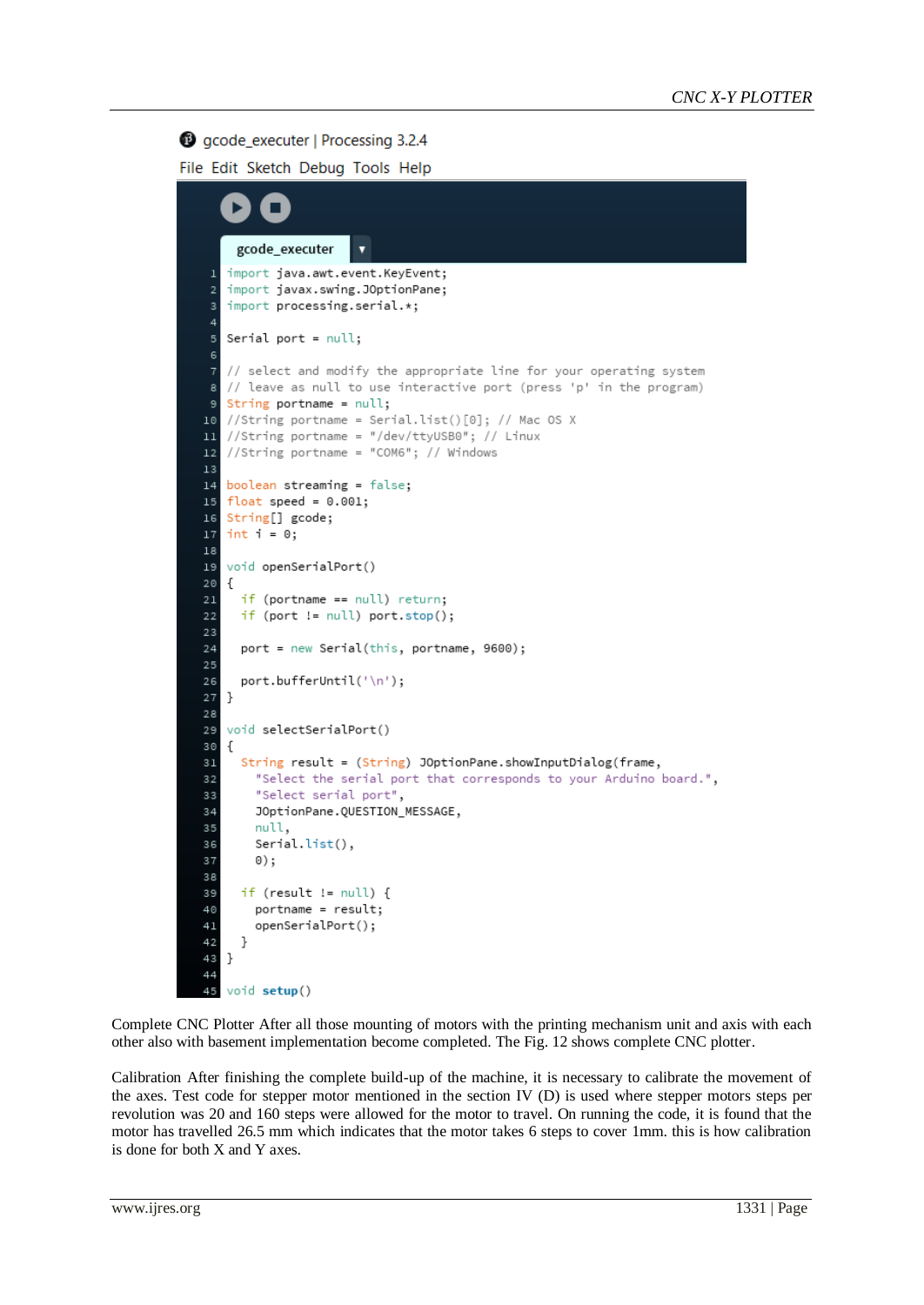gcode_executer | Processing 3.2.4

File Edit Sketch Debug Tools Help

```
import java.awt.event.KeyEvent;
import javax.swing.JOptionPane;
import processing.serial.*;

Serial port = null;

// select and modify the appropriate line for your operating system
// leave as null to use interactive port (press 'p' in the program)
String portname = null;
//String portname = Serial.list()[0]; // Mac OS X
//String portname = "/dev/ttyUSB0"; // Linux
//String portname = "COM6"; // Windows

boolean streaming = false;
float speed = 0.001;
String[] gcode;
int i = 0;

void openSerialPort()
{
  if (portname == null) return;
  if (port != null) port.stop();

  port = new Serial(this, portname, 9600);

  port.bufferUntil('\n');
}

void selectSerialPort()
{
  String result = (String) JOptionPane.showInputDialog(frame,
    "Select the serial port that corresponds to your Arduino board.",
    "Select serial port",
    JOptionPane.QUESTION_MESSAGE,
    null,
    Serial.list(),
    0);

  if (result != null) {
    portname = result;
    openSerialPort();
  }
}

void setup()
```

Complete CNC Plotter After all those mounting of motors with the printing mechanism unit and axis with each other also with basement implementation become completed. The Fig. 12 shows complete CNC plotter.

Calibration After finishing the complete build-up of the machine, it is necessary to calibrate the movement of the axes. Test code for stepper motor mentioned in the section IV (D) is used where stepper motors steps per revolution was 20 and 160 steps were allowed for the motor to travel. On running the code, it is found that the motor has travelled 26.5 mm which indicates that the motor takes 6 steps to cover 1mm. this is how calibration is done for both X and Y axes.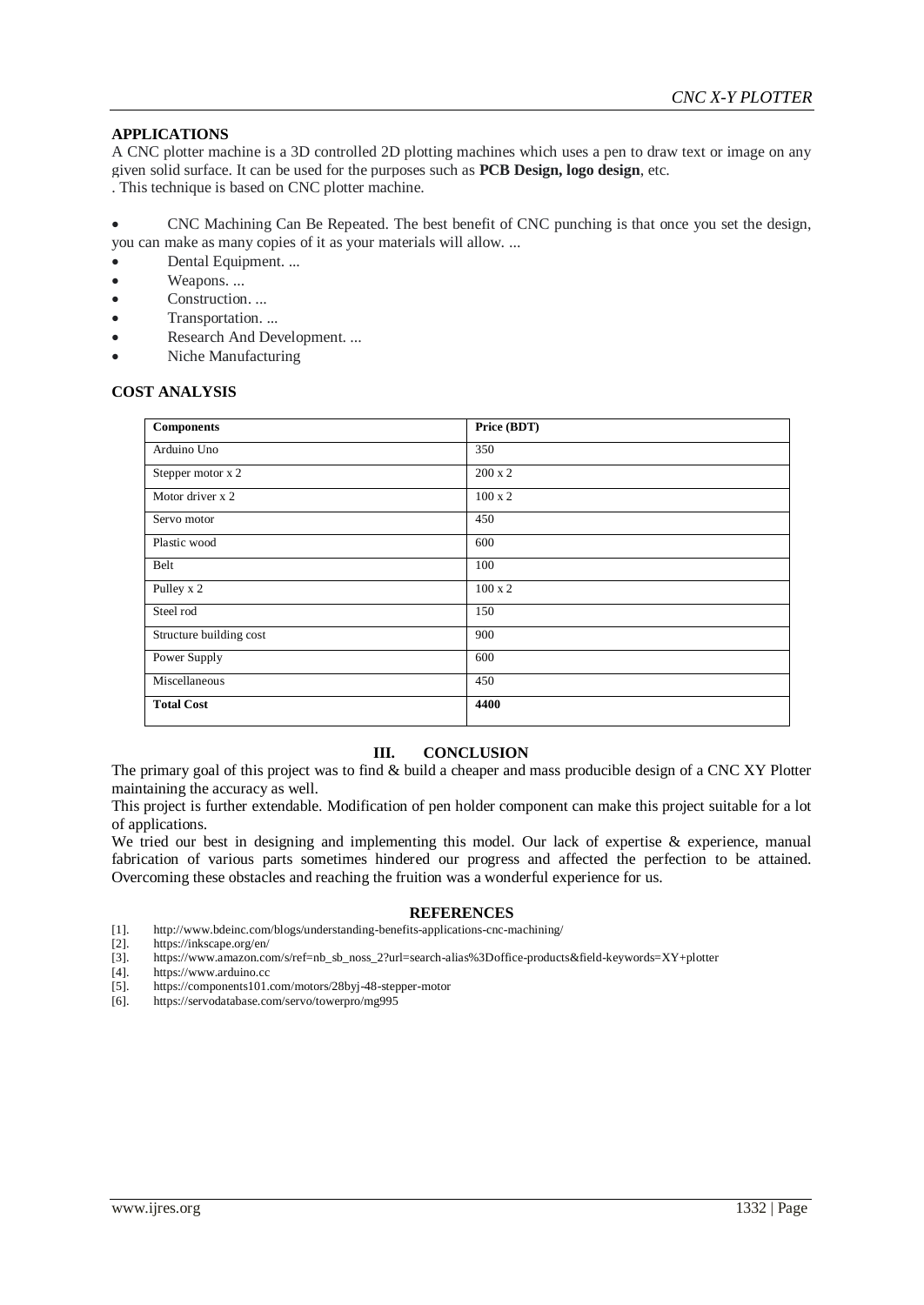## APPLICATIONS

A CNC plotter machine is a 3D controlled 2D plotting machines which uses a pen to draw text or image on any given solid surface. It can be used for the purposes such as **PCB Design, logo design**, etc.
. This technique is based on CNC plotter machine.

- CNC Machining Can Be Repeated. The best benefit of CNC punching is that once you set the design, you can make as many copies of it as your materials will allow. ...
- Dental Equipment. ...
- Weapons. ...
- Construction. ...
- Transportation. ...
- Research And Development. ...
- Niche Manufacturing

## COST ANALYSIS

| **Components** | **Price (BDT)** |
|---|---|
| Arduino Uno | 350 |
| Stepper motor x 2 | 200 x 2 |
| Motor driver x 2 | 100 x 2 |
| Servo motor | 450 |
| Plastic wood | 600 |
| Belt | 100 |
| Pulley x 2 | 100 x 2 |
| Steel rod | 150 |
| Structure building cost | 900 |
| Power Supply | 600 |
| Miscellaneous | 450 |
| **Total Cost** | **4400** |

# III. CONCLUSION

The primary goal of this project was to find & build a cheaper and mass producible design of a CNC XY Plotter maintaining the accuracy as well.

This project is further extendable. Modification of pen holder component can make this project suitable for a lot of applications.

We tried our best in designing and implementing this model. Our lack of expertise & experience, manual fabrication of various parts sometimes hindered our progress and affected the perfection to be attained. Overcoming these obstacles and reaching the fruition was a wonderful experience for us.

## REFERENCES

[1]. http://www.bdeinc.com/blogs/understanding-benefits-applications-cnc-machining/
[2]. https://inkscape.org/en/
[3]. https://www.amazon.com/s/ref=nb_sb_noss_2?url=search-alias%3Doffice-products&field-keywords=XY+plotter
[4]. https://www.arduino.cc
[5]. https://components101.com/motors/28byj-48-stepper-motor
[6]. https://servodatabase.com/servo/towerpro/mg995